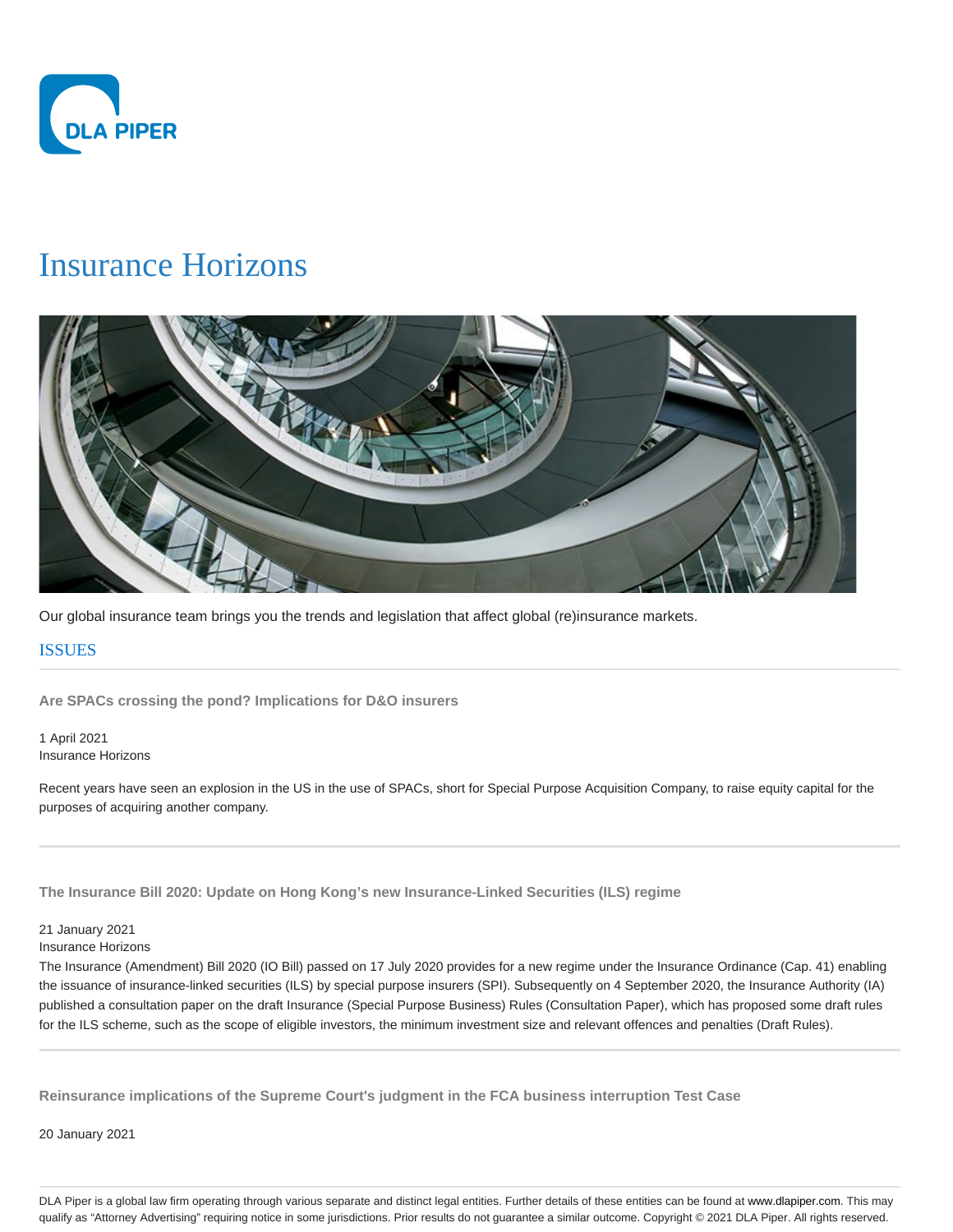# Insurance Horizons

Our global insurance team brings you the trends and legislation that affect global (re)insurance markets.

## ISSUES

### Are SPACs crossing the pond? Implications for D&O insurers

1 April 2021
Insurance Horizons

Recent years have seen an explosion in the US in the use of SPACs, short for Special Purpose Acquisition Company, to raise equity capital for the purposes of acquiring another company.

---

### The Insurance Bill 2020: Update on Hong Kong's new Insurance-Linked Securities (ILS) regime

21 January 2021
Insurance Horizons

The Insurance (Amendment) Bill 2020 (IO Bill) passed on 17 July 2020 provides for a new regime under the Insurance Ordinance (Cap. 41) enabling the issuance of insurance-linked securities (ILS) by special purpose insurers (SPI). Subsequently on 4 September 2020, the Insurance Authority (IA) published a consultation paper on the draft Insurance (Special Purpose Business) Rules (Consultation Paper), which has proposed some draft rules for the ILS scheme, such as the scope of eligible investors, the minimum investment size and relevant offences and penalties (Draft Rules).

---

### Reinsurance implications of the Supreme Court's judgment in the FCA business interruption Test Case

20 January 2021

DLA Piper is a global law firm operating through various separate and distinct legal entities. Further details of these entities can be found at www.dlapiper.com. This may qualify as "Attorney Advertising" requiring notice in some jurisdictions. Prior results do not guarantee a similar outcome. Copyright © 2021 DLA Piper. All rights reserved.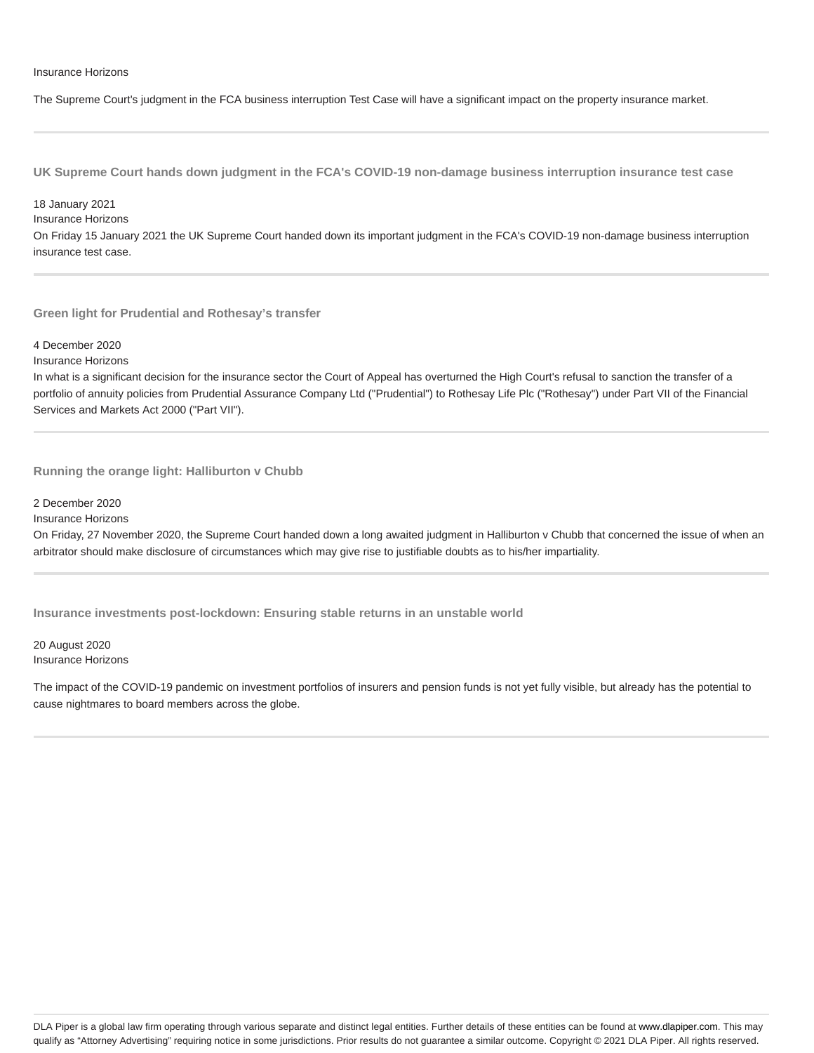Insurance Horizons

The Supreme Court's judgment in the FCA business interruption Test Case will have a significant impact on the property insurance market.

---

### UK Supreme Court hands down judgment in the FCA's COVID-19 non-damage business interruption insurance test case

18 January 2021
Insurance Horizons
On Friday 15 January 2021 the UK Supreme Court handed down its important judgment in the FCA's COVID-19 non-damage business interruption insurance test case.

---

### Green light for Prudential and Rothesay's transfer

4 December 2020
Insurance Horizons
In what is a significant decision for the insurance sector the Court of Appeal has overturned the High Court's refusal to sanction the transfer of a portfolio of annuity policies from Prudential Assurance Company Ltd ("Prudential") to Rothesay Life Plc ("Rothesay") under Part VII of the Financial Services and Markets Act 2000 ("Part VII").

---

### Running the orange light: Halliburton v Chubb

2 December 2020
Insurance Horizons
On Friday, 27 November 2020, the Supreme Court handed down a long awaited judgment in Halliburton v Chubb that concerned the issue of when an arbitrator should make disclosure of circumstances which may give rise to justifiable doubts as to his/her impartiality.

---

### Insurance investments post-lockdown: Ensuring stable returns in an unstable world

20 August 2020
Insurance Horizons

The impact of the COVID-19 pandemic on investment portfolios of insurers and pension funds is not yet fully visible, but already has the potential to cause nightmares to board members across the globe.

---

DLA Piper is a global law firm operating through various separate and distinct legal entities. Further details of these entities can be found at www.dlapiper.com. This may qualify as "Attorney Advertising" requiring notice in some jurisdictions. Prior results do not guarantee a similar outcome. Copyright © 2021 DLA Piper. All rights reserved.